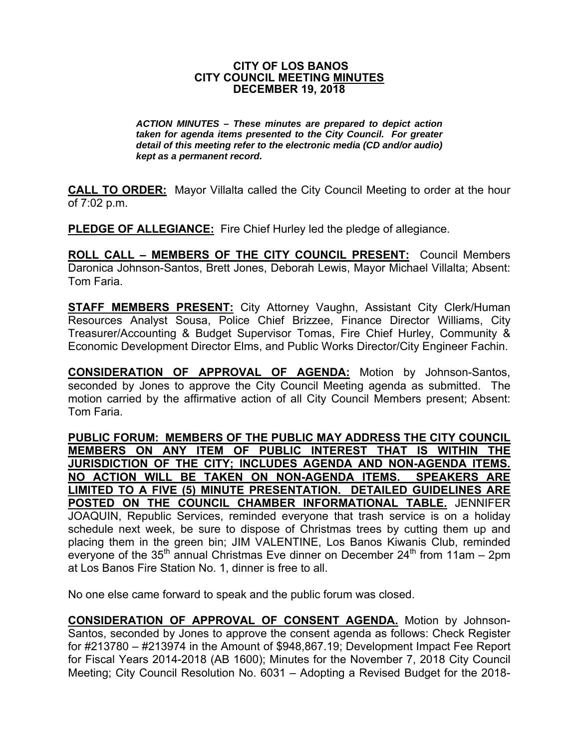# CITY OF LOS BANOS
# CITY COUNCIL MEETING MINUTES
# DECEMBER 19, 2018

***ACTION MINUTES – These minutes are prepared to depict action taken for agenda items presented to the City Council. For greater detail of this meeting refer to the electronic media (CD and/or audio) kept as a permanent record.***

**CALL TO ORDER:** Mayor Villalta called the City Council Meeting to order at the hour of 7:02 p.m.

**PLEDGE OF ALLEGIANCE:** Fire Chief Hurley led the pledge of allegiance.

**ROLL CALL – MEMBERS OF THE CITY COUNCIL PRESENT:** Council Members Daronica Johnson-Santos, Brett Jones, Deborah Lewis, Mayor Michael Villalta; Absent: Tom Faria.

**STAFF MEMBERS PRESENT:** City Attorney Vaughn, Assistant City Clerk/Human Resources Analyst Sousa, Police Chief Brizzee, Finance Director Williams, City Treasurer/Accounting & Budget Supervisor Tomas, Fire Chief Hurley, Community & Economic Development Director Elms, and Public Works Director/City Engineer Fachin.

**CONSIDERATION OF APPROVAL OF AGENDA:** Motion by Johnson-Santos, seconded by Jones to approve the City Council Meeting agenda as submitted. The motion carried by the affirmative action of all City Council Members present; Absent: Tom Faria.

**PUBLIC FORUM: MEMBERS OF THE PUBLIC MAY ADDRESS THE CITY COUNCIL MEMBERS ON ANY ITEM OF PUBLIC INTEREST THAT IS WITHIN THE JURISDICTION OF THE CITY; INCLUDES AGENDA AND NON-AGENDA ITEMS. NO ACTION WILL BE TAKEN ON NON-AGENDA ITEMS. SPEAKERS ARE LIMITED TO A FIVE (5) MINUTE PRESENTATION. DETAILED GUIDELINES ARE POSTED ON THE COUNCIL CHAMBER INFORMATIONAL TABLE.** JENNIFER JOAQUIN, Republic Services, reminded everyone that trash service is on a holiday schedule next week, be sure to dispose of Christmas trees by cutting them up and placing them in the green bin; JIM VALENTINE, Los Banos Kiwanis Club, reminded everyone of the 35th annual Christmas Eve dinner on December 24th from 11am – 2pm at Los Banos Fire Station No. 1, dinner is free to all.

No one else came forward to speak and the public forum was closed.

**CONSIDERATION OF APPROVAL OF CONSENT AGENDA.** Motion by Johnson-Santos, seconded by Jones to approve the consent agenda as follows: Check Register for #213780 – #213974 in the Amount of $948,867.19; Development Impact Fee Report for Fiscal Years 2014-2018 (AB 1600); Minutes for the November 7, 2018 City Council Meeting; City Council Resolution No. 6031 – Adopting a Revised Budget for the 2018-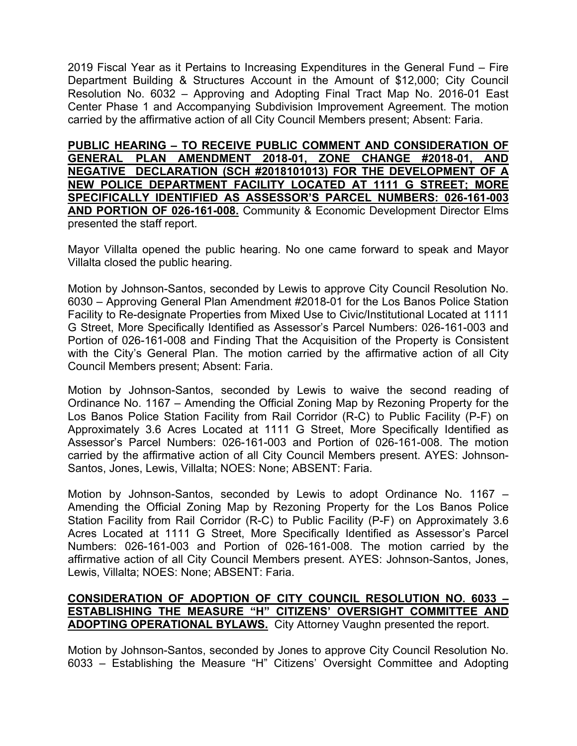2019 Fiscal Year as it Pertains to Increasing Expenditures in the General Fund – Fire Department Building & Structures Account in the Amount of $12,000; City Council Resolution No. 6032 – Approving and Adopting Final Tract Map No. 2016-01 East Center Phase 1 and Accompanying Subdivision Improvement Agreement. The motion carried by the affirmative action of all City Council Members present; Absent: Faria.

**PUBLIC HEARING – TO RECEIVE PUBLIC COMMENT AND CONSIDERATION OF GENERAL PLAN AMENDMENT 2018-01, ZONE CHANGE #2018-01, AND NEGATIVE DECLARATION (SCH #2018101013) FOR THE DEVELOPMENT OF A NEW POLICE DEPARTMENT FACILITY LOCATED AT 1111 G STREET; MORE SPECIFICALLY IDENTIFIED AS ASSESSOR'S PARCEL NUMBERS: 026-161-003 AND PORTION OF 026-161-008.** Community & Economic Development Director Elms presented the staff report.

Mayor Villalta opened the public hearing. No one came forward to speak and Mayor Villalta closed the public hearing.

Motion by Johnson-Santos, seconded by Lewis to approve City Council Resolution No. 6030 – Approving General Plan Amendment #2018-01 for the Los Banos Police Station Facility to Re-designate Properties from Mixed Use to Civic/Institutional Located at 1111 G Street, More Specifically Identified as Assessor's Parcel Numbers: 026-161-003 and Portion of 026-161-008 and Finding That the Acquisition of the Property is Consistent with the City's General Plan. The motion carried by the affirmative action of all City Council Members present; Absent: Faria.

Motion by Johnson-Santos, seconded by Lewis to waive the second reading of Ordinance No. 1167 – Amending the Official Zoning Map by Rezoning Property for the Los Banos Police Station Facility from Rail Corridor (R-C) to Public Facility (P-F) on Approximately 3.6 Acres Located at 1111 G Street, More Specifically Identified as Assessor's Parcel Numbers: 026-161-003 and Portion of 026-161-008. The motion carried by the affirmative action of all City Council Members present. AYES: Johnson-Santos, Jones, Lewis, Villalta; NOES: None; ABSENT: Faria.

Motion by Johnson-Santos, seconded by Lewis to adopt Ordinance No. 1167 – Amending the Official Zoning Map by Rezoning Property for the Los Banos Police Station Facility from Rail Corridor (R-C) to Public Facility (P-F) on Approximately 3.6 Acres Located at 1111 G Street, More Specifically Identified as Assessor's Parcel Numbers: 026-161-003 and Portion of 026-161-008. The motion carried by the affirmative action of all City Council Members present. AYES: Johnson-Santos, Jones, Lewis, Villalta; NOES: None; ABSENT: Faria.

**CONSIDERATION OF ADOPTION OF CITY COUNCIL RESOLUTION NO. 6033 – ESTABLISHING THE MEASURE "H" CITIZENS' OVERSIGHT COMMITTEE AND ADOPTING OPERATIONAL BYLAWS.** City Attorney Vaughn presented the report.

Motion by Johnson-Santos, seconded by Jones to approve City Council Resolution No. 6033 – Establishing the Measure "H" Citizens' Oversight Committee and Adopting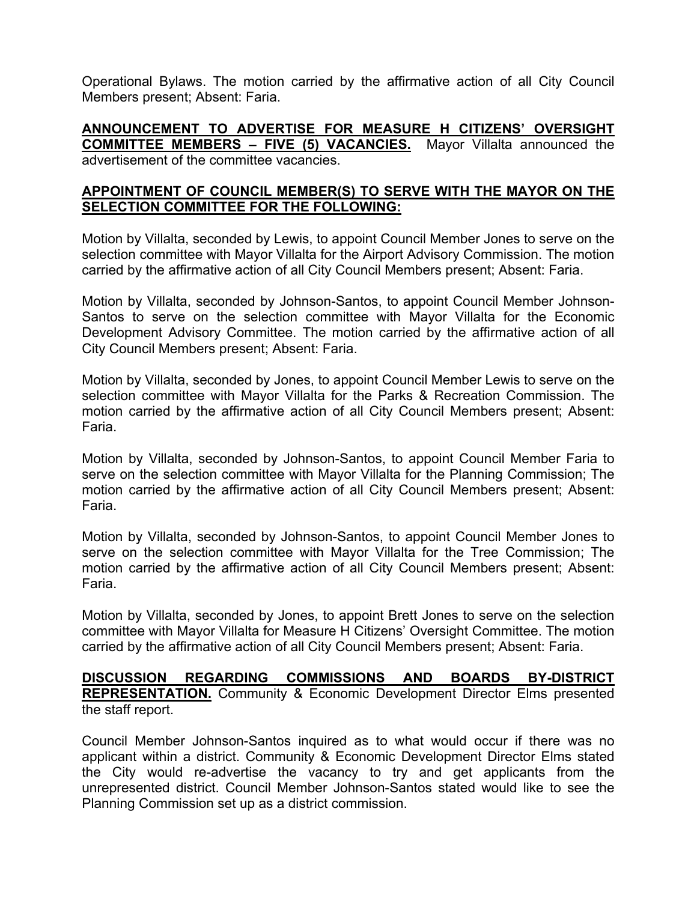Operational Bylaws. The motion carried by the affirmative action of all City Council Members present; Absent: Faria.

**ANNOUNCEMENT TO ADVERTISE FOR MEASURE H CITIZENS' OVERSIGHT COMMITTEE MEMBERS – FIVE (5) VACANCIES.** Mayor Villalta announced the advertisement of the committee vacancies.

**APPOINTMENT OF COUNCIL MEMBER(S) TO SERVE WITH THE MAYOR ON THE SELECTION COMMITTEE FOR THE FOLLOWING:**

Motion by Villalta, seconded by Lewis, to appoint Council Member Jones to serve on the selection committee with Mayor Villalta for the Airport Advisory Commission. The motion carried by the affirmative action of all City Council Members present; Absent: Faria.

Motion by Villalta, seconded by Johnson-Santos, to appoint Council Member Johnson-Santos to serve on the selection committee with Mayor Villalta for the Economic Development Advisory Committee. The motion carried by the affirmative action of all City Council Members present; Absent: Faria.

Motion by Villalta, seconded by Jones, to appoint Council Member Lewis to serve on the selection committee with Mayor Villalta for the Parks & Recreation Commission. The motion carried by the affirmative action of all City Council Members present; Absent: Faria.

Motion by Villalta, seconded by Johnson-Santos, to appoint Council Member Faria to serve on the selection committee with Mayor Villalta for the Planning Commission; The motion carried by the affirmative action of all City Council Members present; Absent: Faria.

Motion by Villalta, seconded by Johnson-Santos, to appoint Council Member Jones to serve on the selection committee with Mayor Villalta for the Tree Commission; The motion carried by the affirmative action of all City Council Members present; Absent: Faria.

Motion by Villalta, seconded by Jones, to appoint Brett Jones to serve on the selection committee with Mayor Villalta for Measure H Citizens' Oversight Committee. The motion carried by the affirmative action of all City Council Members present; Absent: Faria.

**DISCUSSION REGARDING COMMISSIONS AND BOARDS BY-DISTRICT REPRESENTATION.** Community & Economic Development Director Elms presented the staff report.

Council Member Johnson-Santos inquired as to what would occur if there was no applicant within a district. Community & Economic Development Director Elms stated the City would re-advertise the vacancy to try and get applicants from the unrepresented district. Council Member Johnson-Santos stated would like to see the Planning Commission set up as a district commission.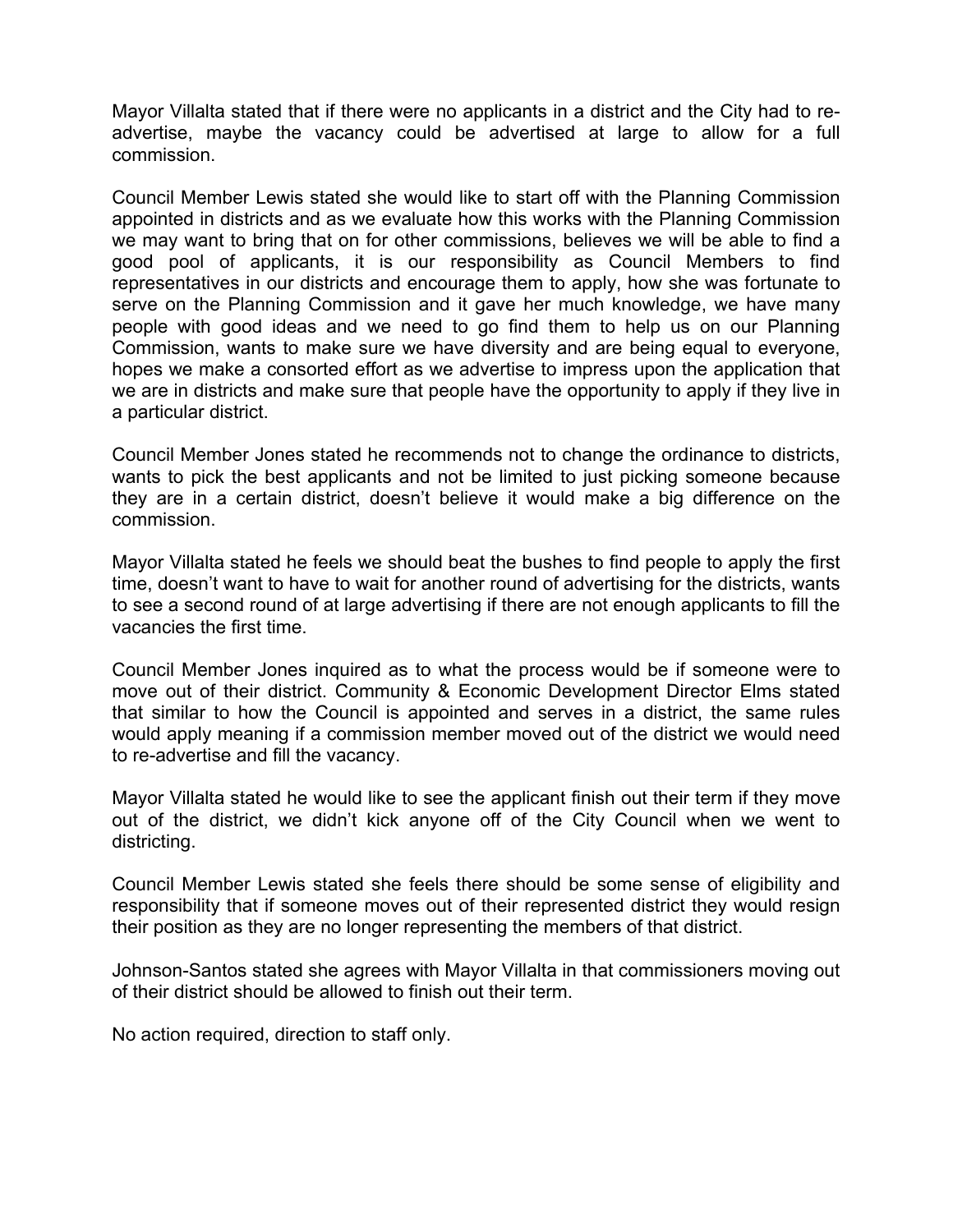Mayor Villalta stated that if there were no applicants in a district and the City had to re-advertise, maybe the vacancy could be advertised at large to allow for a full commission.

Council Member Lewis stated she would like to start off with the Planning Commission appointed in districts and as we evaluate how this works with the Planning Commission we may want to bring that on for other commissions, believes we will be able to find a good pool of applicants, it is our responsibility as Council Members to find representatives in our districts and encourage them to apply, how she was fortunate to serve on the Planning Commission and it gave her much knowledge, we have many people with good ideas and we need to go find them to help us on our Planning Commission, wants to make sure we have diversity and are being equal to everyone, hopes we make a consorted effort as we advertise to impress upon the application that we are in districts and make sure that people have the opportunity to apply if they live in a particular district.

Council Member Jones stated he recommends not to change the ordinance to districts, wants to pick the best applicants and not be limited to just picking someone because they are in a certain district, doesn't believe it would make a big difference on the commission.

Mayor Villalta stated he feels we should beat the bushes to find people to apply the first time, doesn't want to have to wait for another round of advertising for the districts, wants to see a second round of at large advertising if there are not enough applicants to fill the vacancies the first time.

Council Member Jones inquired as to what the process would be if someone were to move out of their district. Community & Economic Development Director Elms stated that similar to how the Council is appointed and serves in a district, the same rules would apply meaning if a commission member moved out of the district we would need to re-advertise and fill the vacancy.

Mayor Villalta stated he would like to see the applicant finish out their term if they move out of the district, we didn't kick anyone off of the City Council when we went to districting.

Council Member Lewis stated she feels there should be some sense of eligibility and responsibility that if someone moves out of their represented district they would resign their position as they are no longer representing the members of that district.

Johnson-Santos stated she agrees with Mayor Villalta in that commissioners moving out of their district should be allowed to finish out their term.

No action required, direction to staff only.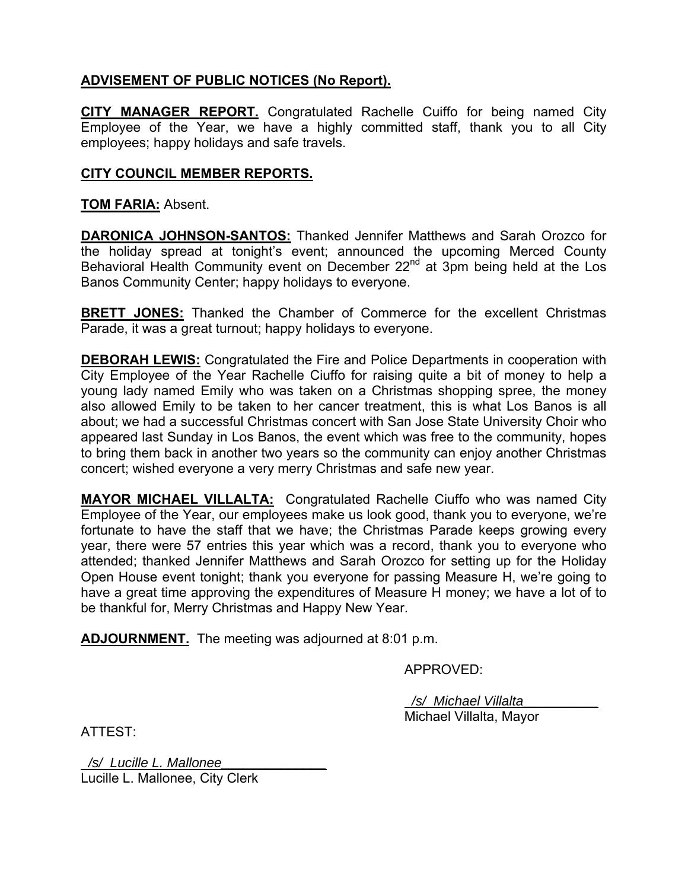**ADVISEMENT OF PUBLIC NOTICES (No Report).**

**CITY MANAGER REPORT.** Congratulated Rachelle Cuiffo for being named City Employee of the Year, we have a highly committed staff, thank you to all City employees; happy holidays and safe travels.

**CITY COUNCIL MEMBER REPORTS.**

**TOM FARIA:** Absent.

**DARONICA JOHNSON-SANTOS:** Thanked Jennifer Matthews and Sarah Orozco for the holiday spread at tonight's event; announced the upcoming Merced County Behavioral Health Community event on December 22nd at 3pm being held at the Los Banos Community Center; happy holidays to everyone.

**BRETT JONES:** Thanked the Chamber of Commerce for the excellent Christmas Parade, it was a great turnout; happy holidays to everyone.

**DEBORAH LEWIS:** Congratulated the Fire and Police Departments in cooperation with City Employee of the Year Rachelle Ciuffo for raising quite a bit of money to help a young lady named Emily who was taken on a Christmas shopping spree, the money also allowed Emily to be taken to her cancer treatment, this is what Los Banos is all about; we had a successful Christmas concert with San Jose State University Choir who appeared last Sunday in Los Banos, the event which was free to the community, hopes to bring them back in another two years so the community can enjoy another Christmas concert; wished everyone a very merry Christmas and safe new year.

**MAYOR MICHAEL VILLALTA:** Congratulated Rachelle Ciuffo who was named City Employee of the Year, our employees make us look good, thank you to everyone, we're fortunate to have the staff that we have; the Christmas Parade keeps growing every year, there were 57 entries this year which was a record, thank you to everyone who attended; thanked Jennifer Matthews and Sarah Orozco for setting up for the Holiday Open House event tonight; thank you everyone for passing Measure H, we're going to have a great time approving the expenditures of Measure H money; we have a lot of to be thankful for, Merry Christmas and Happy New Year.

**ADJOURNMENT.** The meeting was adjourned at 8:01 p.m.

APPROVED:

*/s/ Michael Villalta*
Michael Villalta, Mayor

ATTEST:

*/s/ Lucille L. Mallonee*
Lucille L. Mallonee, City Clerk